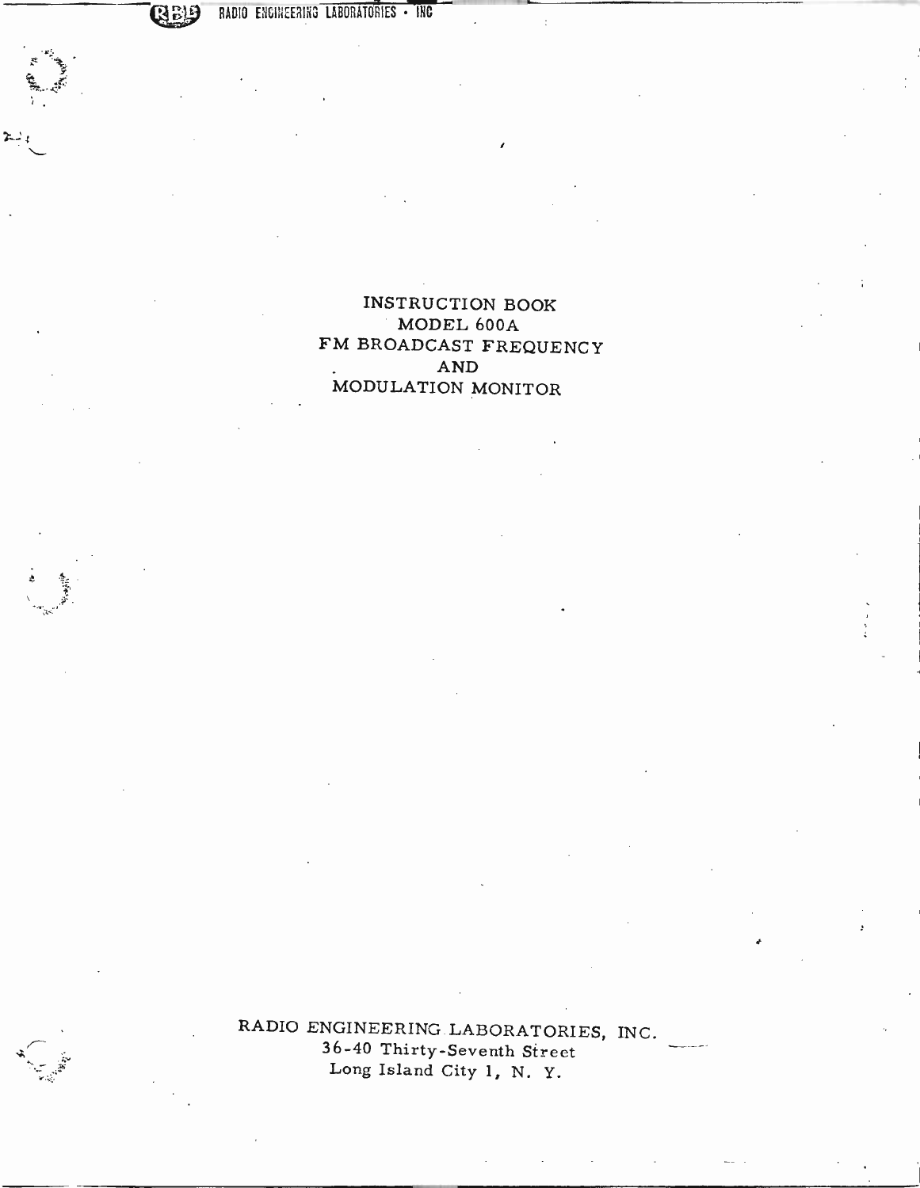# INSTRUCTION BOOK
# MODEL 600A
# FM BROADCAST FREQUENCY
# AND
# MODULATION MONITOR

RADIO ENGINEERING LABORATORIES, INC.
36-40 Thirty-Seventh Street
Long Island City 1, N. Y.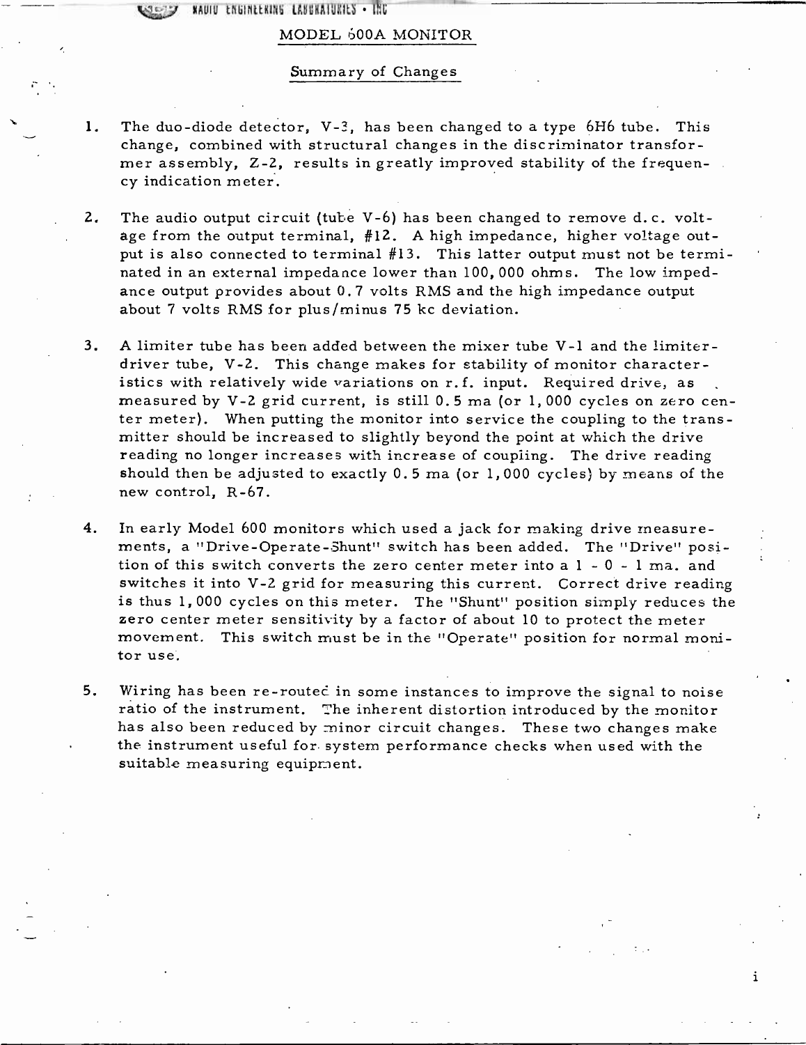# MODEL 600A MONITOR

## Summary of Changes

1. The duo-diode detector, V-3, has been changed to a type 6H6 tube. This change, combined with structural changes in the discriminator transformer assembly, Z-2, results in greatly improved stability of the frequency indication meter.

2. The audio output circuit (tube V-6) has been changed to remove d.c. voltage from the output terminal, #12. A high impedance, higher voltage output is also connected to terminal #13. This latter output must not be terminated in an external impedance lower than 100,000 ohms. The low impedance output provides about 0.7 volts RMS and the high impedance output about 7 volts RMS for plus/minus 75 kc deviation.

3. A limiter tube has been added between the mixer tube V-1 and the limiter-driver tube, V-2. This change makes for stability of monitor characteristics with relatively wide variations on r.f. input. Required drive, as measured by V-2 grid current, is still 0.5 ma (or 1,000 cycles on zero center meter). When putting the monitor into service the coupling to the transmitter should be increased to slightly beyond the point at which the drive reading no longer increases with increase of coupling. The drive reading should then be adjusted to exactly 0.5 ma (or 1,000 cycles) by means of the new control, R-67.

4. In early Model 600 monitors which used a jack for making drive measurements, a "Drive-Operate-Shunt" switch has been added. The "Drive" position of this switch converts the zero center meter into a 1 - 0 - 1 ma. and switches it into V-2 grid for measuring this current. Correct drive reading is thus 1,000 cycles on this meter. The "Shunt" position simply reduces the zero center meter sensitivity by a factor of about 10 to protect the meter movement. This switch must be in the "Operate" position for normal monitor use.

5. Wiring has been re-routed in some instances to improve the signal to noise ratio of the instrument. The inherent distortion introduced by the monitor has also been reduced by minor circuit changes. These two changes make the instrument useful for system performance checks when used with the suitable measuring equipment.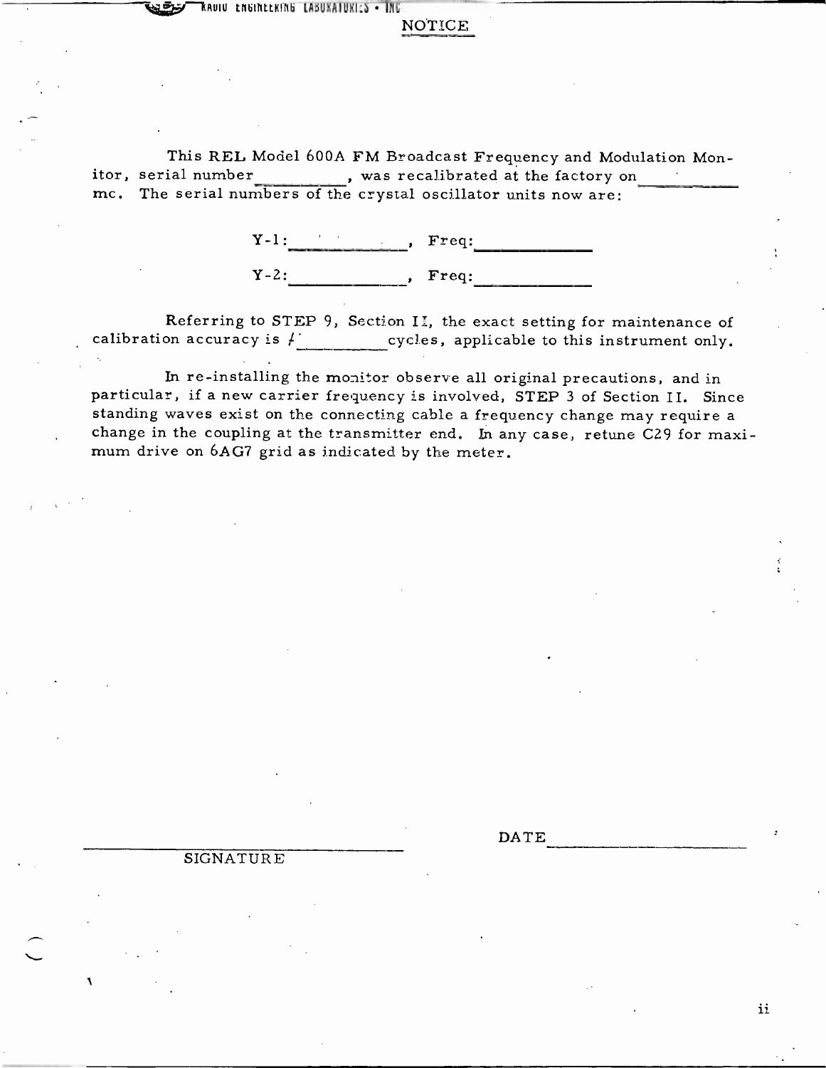## NOTICE

This REL Model 600A FM Broadcast Frequency and Modulation Monitor, serial number __________, was recalibrated at the factory on __________ mc. The serial numbers of the crystal oscillator units now are:

Y-1: ____________, Freq: ____________

Y-2: ____________, Freq: ____________

Referring to STEP 9, Section II, the exact setting for maintenance of calibration accuracy is + __________ cycles, applicable to this instrument only.

In re-installing the monitor observe all original precautions, and in particular, if a new carrier frequency is involved, STEP 3 of Section II. Since standing waves exist on the connecting cable a frequency change may require a change in the coupling at the transmitter end. In any case, retune C29 for maximum drive on 6AG7 grid as indicated by the meter.

______________________________
SIGNATURE

DATE ____________________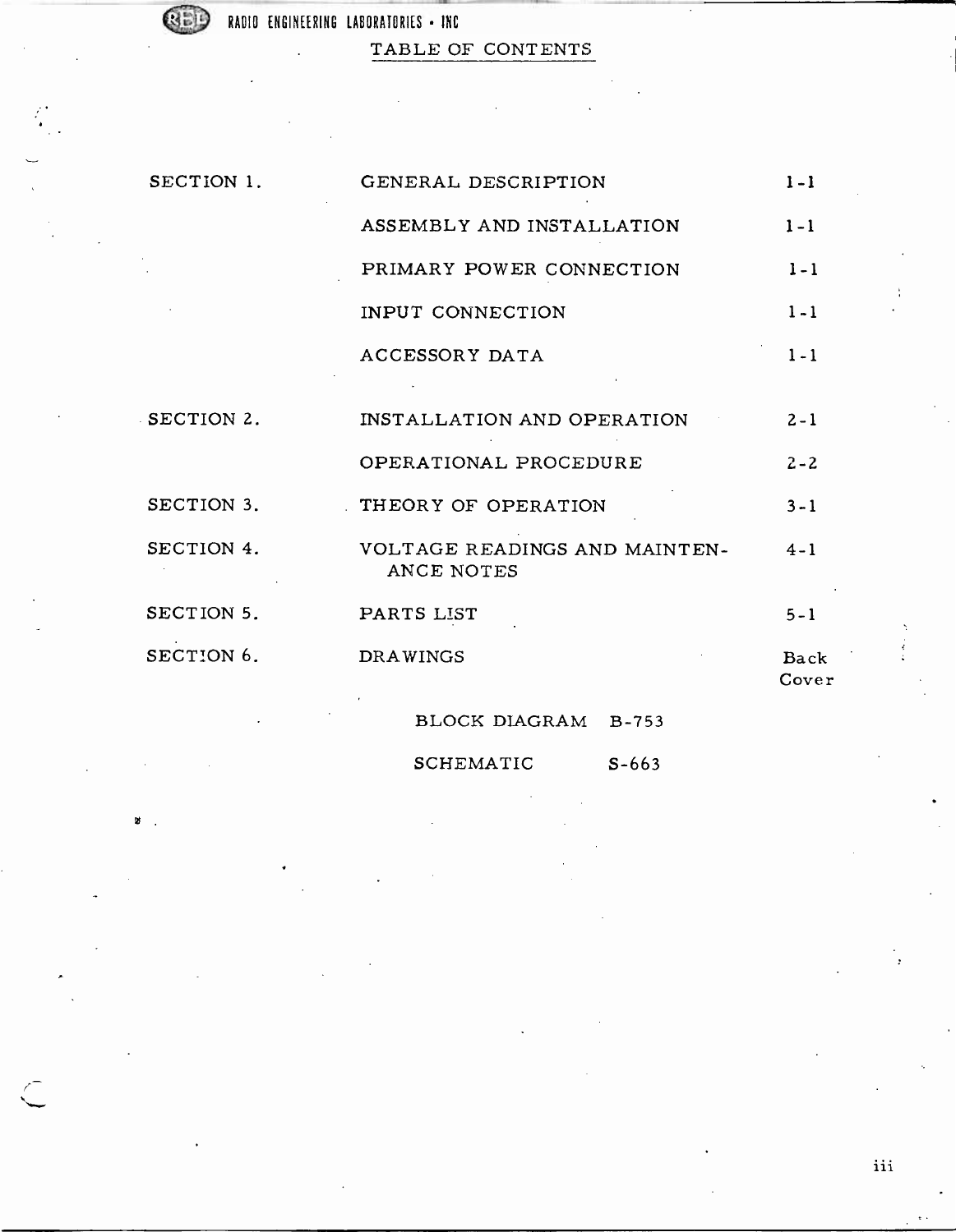# TABLE OF CONTENTS

| | | |
|---|---|---|
| SECTION 1. | GENERAL DESCRIPTION | 1-1 |
| | ASSEMBLY AND INSTALLATION | 1-1 |
| | PRIMARY POWER CONNECTION | 1-1 |
| | INPUT CONNECTION | 1-1 |
| | ACCESSORY DATA | 1-1 |
| SECTION 2. | INSTALLATION AND OPERATION | 2-1 |
| | OPERATIONAL PROCEDURE | 2-2 |
| SECTION 3. | THEORY OF OPERATION | 3-1 |
| SECTION 4. | VOLTAGE READINGS AND MAINTENANCE NOTES | 4-1 |
| SECTION 5. | PARTS LIST | 5-1 |
| SECTION 6. | DRAWINGS | Back Cover |

BLOCK DIAGRAM B-753

SCHEMATIC S-663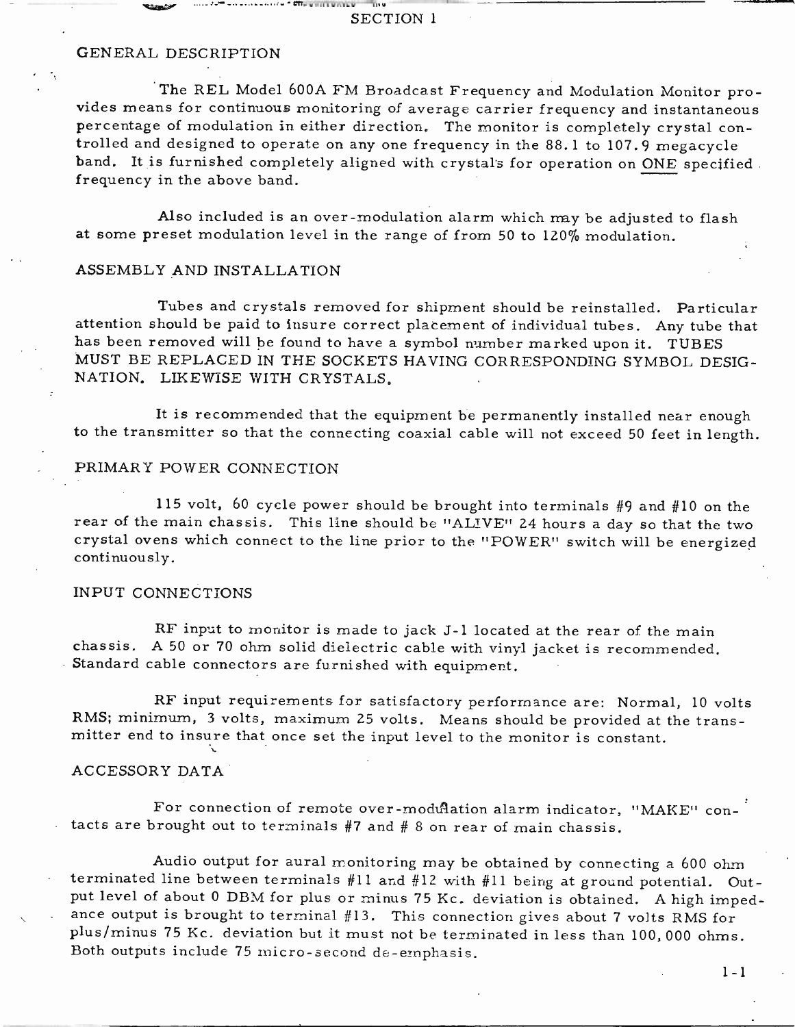# SECTION 1

## GENERAL DESCRIPTION

The REL Model 600A FM Broadcast Frequency and Modulation Monitor provides means for continuous monitoring of average carrier frequency and instantaneous percentage of modulation in either direction. The monitor is completely crystal controlled and designed to operate on any one frequency in the 88.1 to 107.9 megacycle band. It is furnished completely aligned with crystals for operation on ONE specified frequency in the above band.

Also included is an over-modulation alarm which may be adjusted to flash at some preset modulation level in the range of from 50 to 120% modulation.

## ASSEMBLY AND INSTALLATION

Tubes and crystals removed for shipment should be reinstalled. Particular attention should be paid to insure correct placement of individual tubes. Any tube that has been removed will be found to have a symbol number marked upon it. TUBES MUST BE REPLACED IN THE SOCKETS HAVING CORRESPONDING SYMBOL DESIGNATION. LIKEWISE WITH CRYSTALS.

It is recommended that the equipment be permanently installed near enough to the transmitter so that the connecting coaxial cable will not exceed 50 feet in length.

## PRIMARY POWER CONNECTION

115 volt, 60 cycle power should be brought into terminals #9 and #10 on the rear of the main chassis. This line should be "ALIVE" 24 hours a day so that the two crystal ovens which connect to the line prior to the "POWER" switch will be energized continuously.

## INPUT CONNECTIONS

RF input to monitor is made to jack J-1 located at the rear of the main chassis. A 50 or 70 ohm solid dielectric cable with vinyl jacket is recommended. Standard cable connectors are furnished with equipment.

RF input requirements for satisfactory performance are: Normal, 10 volts RMS; minimum, 3 volts, maximum 25 volts. Means should be provided at the transmitter end to insure that once set the input level to the monitor is constant.

## ACCESSORY DATA

For connection of remote over-modulation alarm indicator, "MAKE" contacts are brought out to terminals #7 and # 8 on rear of main chassis.

Audio output for aural monitoring may be obtained by connecting a 600 ohm terminated line between terminals #11 and #12 with #11 being at ground potential. Output level of about 0 DBM for plus or minus 75 Kc. deviation is obtained. A high impedance output is brought to terminal #13. This connection gives about 7 volts RMS for plus/minus 75 Kc. deviation but it must not be terminated in less than 100,000 ohms. Both outputs include 75 micro-second de-emphasis.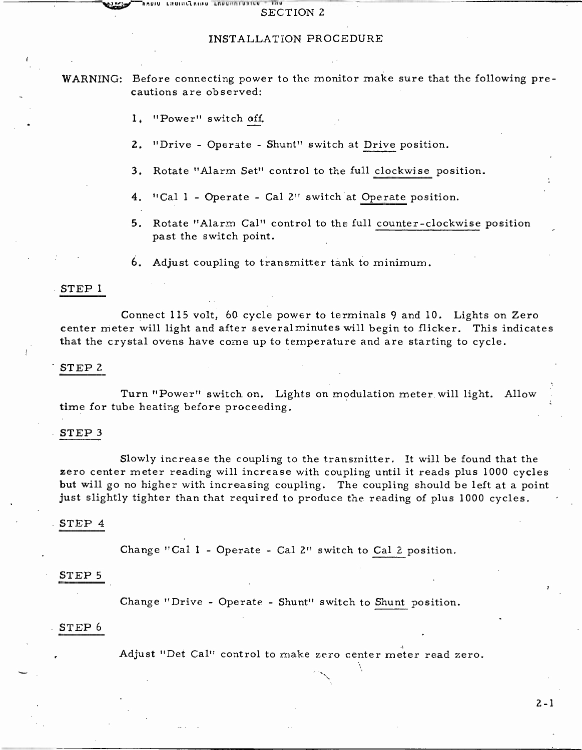# SECTION 2

## INSTALLATION PROCEDURE

WARNING: Before connecting power to the monitor make sure that the following precautions are observed:

1. "Power" switch off.
2. "Drive - Operate - Shunt" switch at Drive position.
3. Rotate "Alarm Set" control to the full clockwise position.
4. "Cal 1 - Operate - Cal 2" switch at Operate position.
5. Rotate "Alarm Cal" control to the full counter-clockwise position past the switch point.
6. Adjust coupling to transmitter tank to minimum.

### STEP 1

Connect 115 volt, 60 cycle power to terminals 9 and 10. Lights on Zero center meter will light and after several minutes will begin to flicker. This indicates that the crystal ovens have come up to temperature and are starting to cycle.

### STEP 2

Turn "Power" switch on. Lights on modulation meter will light. Allow time for tube heating before proceeding.

### STEP 3

Slowly increase the coupling to the transmitter. It will be found that the zero center meter reading will increase with coupling until it reads plus 1000 cycles but will go no higher with increasing coupling. The coupling should be left at a point just slightly tighter than that required to produce the reading of plus 1000 cycles.

### STEP 4

Change "Cal 1 - Operate - Cal 2" switch to Cal 2 position.

### STEP 5

Change "Drive - Operate - Shunt" switch to Shunt position.

### STEP 6

Adjust "Det Cal" control to make zero center meter read zero.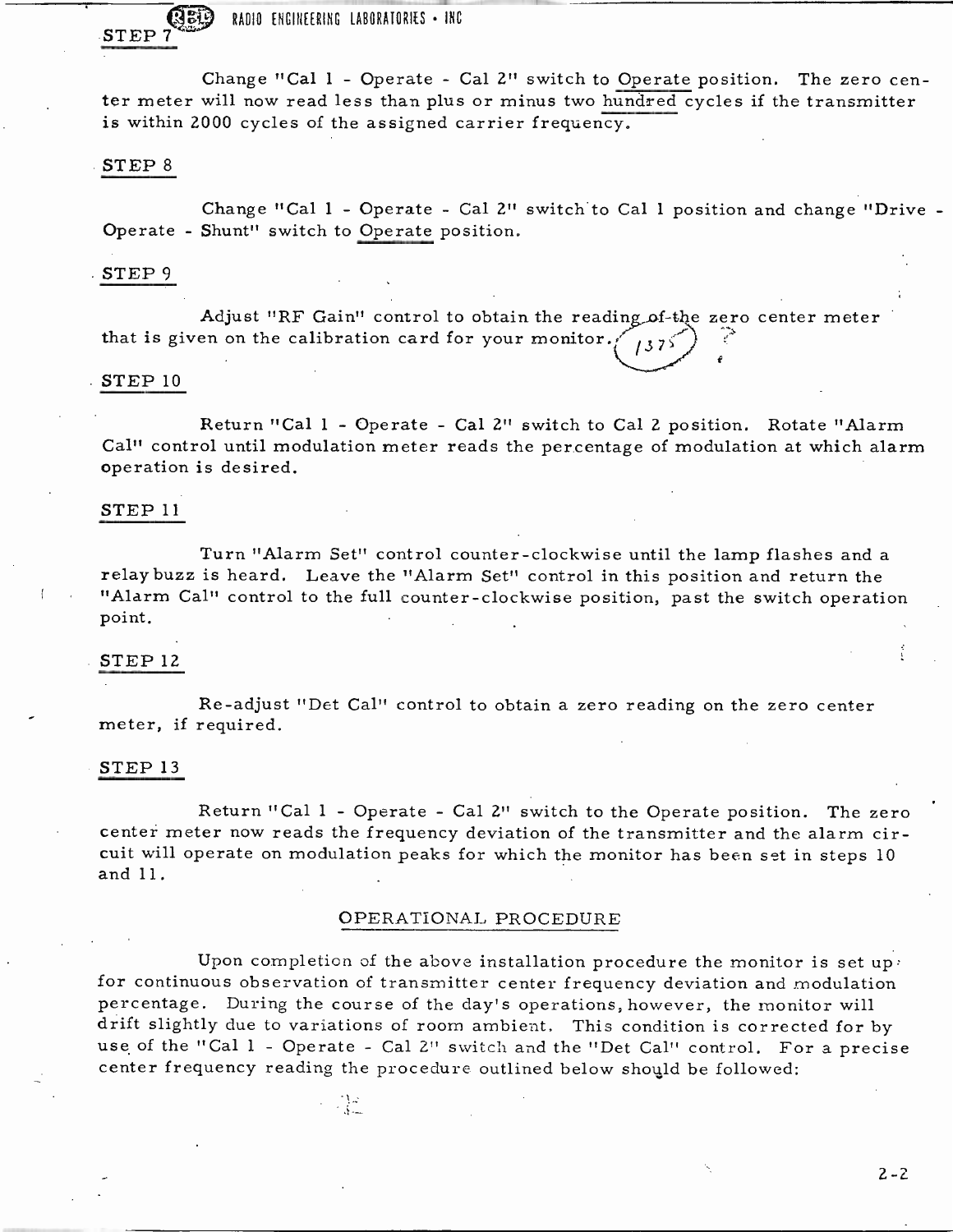### STEP 7

Change "Cal 1 - Operate - Cal 2" switch to Operate position. The zero center meter will now read less than plus or minus two hundred cycles if the transmitter is within 2000 cycles of the assigned carrier frequency.

### STEP 8

Change "Cal 1 - Operate - Cal 2" switch to Cal 1 position and change "Drive - Operate - Shunt" switch to Operate position.

### STEP 9

Adjust "RF Gain" control to obtain the reading of the zero center meter that is given on the calibration card for your monitor. 1375

### STEP 10

Return "Cal 1 - Operate - Cal 2" switch to Cal 2 position. Rotate "Alarm Cal" control until modulation meter reads the percentage of modulation at which alarm operation is desired.

### STEP 11

Turn "Alarm Set" control counter-clockwise until the lamp flashes and a relay buzz is heard. Leave the "Alarm Set" control in this position and return the "Alarm Cal" control to the full counter-clockwise position, past the switch operation point.

### STEP 12

Re-adjust "Det Cal" control to obtain a zero reading on the zero center meter, if required.

### STEP 13

Return "Cal 1 - Operate - Cal 2" switch to the Operate position. The zero center meter now reads the frequency deviation of the transmitter and the alarm circuit will operate on modulation peaks for which the monitor has been set in steps 10 and 11.

## OPERATIONAL PROCEDURE

Upon completion of the above installation procedure the monitor is set up for continuous observation of transmitter center frequency deviation and modulation percentage. During the course of the day's operations, however, the monitor will drift slightly due to variations of room ambient. This condition is corrected for by use of the "Cal 1 - Operate - Cal 2" switch and the "Det Cal" control. For a precise center frequency reading the procedure outlined below should be followed: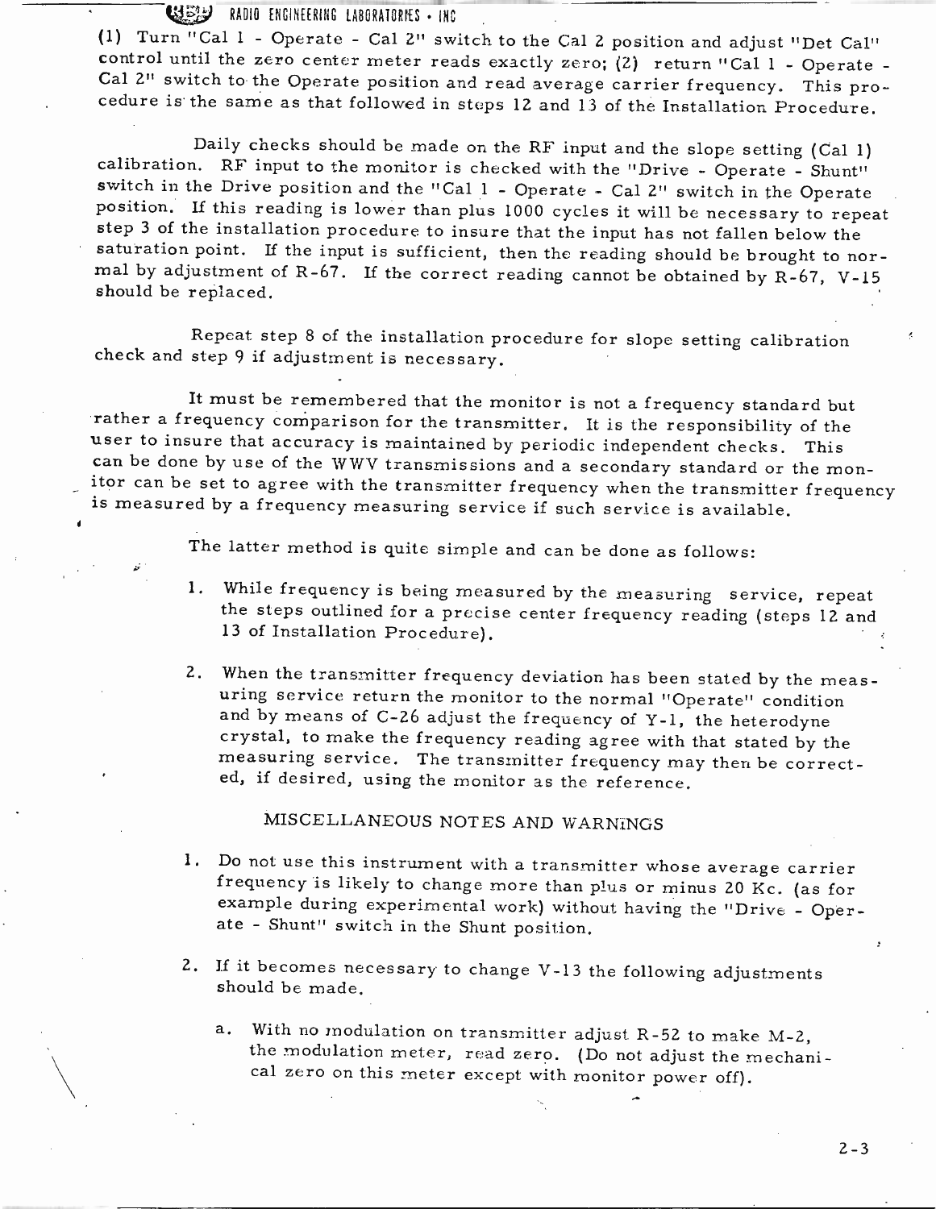(1) Turn "Cal 1 - Operate - Cal 2" switch to the Cal 2 position and adjust "Det Cal" control until the zero center meter reads exactly zero; (2) return "Cal 1 - Operate - Cal 2" switch to the Operate position and read average carrier frequency. This procedure is the same as that followed in steps 12 and 13 of the Installation Procedure.

Daily checks should be made on the RF input and the slope setting (Cal 1) calibration. RF input to the monitor is checked with the "Drive - Operate - Shunt" switch in the Drive position and the "Cal 1 - Operate - Cal 2" switch in the Operate position. If this reading is lower than plus 1000 cycles it will be necessary to repeat step 3 of the installation procedure to insure that the input has not fallen below the saturation point. If the input is sufficient, then the reading should be brought to normal by adjustment of R-67. If the correct reading cannot be obtained by R-67, V-15 should be replaced.

Repeat step 8 of the installation procedure for slope setting calibration check and step 9 if adjustment is necessary.

It must be remembered that the monitor is not a frequency standard but rather a frequency comparison for the transmitter. It is the responsibility of the user to insure that accuracy is maintained by periodic independent checks. This can be done by use of the WWV transmissions and a secondary standard or the monitor can be set to agree with the transmitter frequency when the transmitter frequency is measured by a frequency measuring service if such service is available.

The latter method is quite simple and can be done as follows:

1. While frequency is being measured by the measuring service, repeat the steps outlined for a precise center frequency reading (steps 12 and 13 of Installation Procedure).

2. When the transmitter frequency deviation has been stated by the measuring service return the monitor to the normal "Operate" condition and by means of C-26 adjust the frequency of Y-1, the heterodyne crystal, to make the frequency reading agree with that stated by the measuring service. The transmitter frequency may then be corrected, if desired, using the monitor as the reference.

## MISCELLANEOUS NOTES AND WARNINGS

1. Do not use this instrument with a transmitter whose average carrier frequency is likely to change more than plus or minus 20 Kc. (as for example during experimental work) without having the "Drive - Operate - Shunt" switch in the Shunt position.

2. If it becomes necessary to change V-13 the following adjustments should be made.

   a. With no modulation on transmitter adjust R-52 to make M-2, the modulation meter, read zero. (Do not adjust the mechanical zero on this meter except with monitor power off).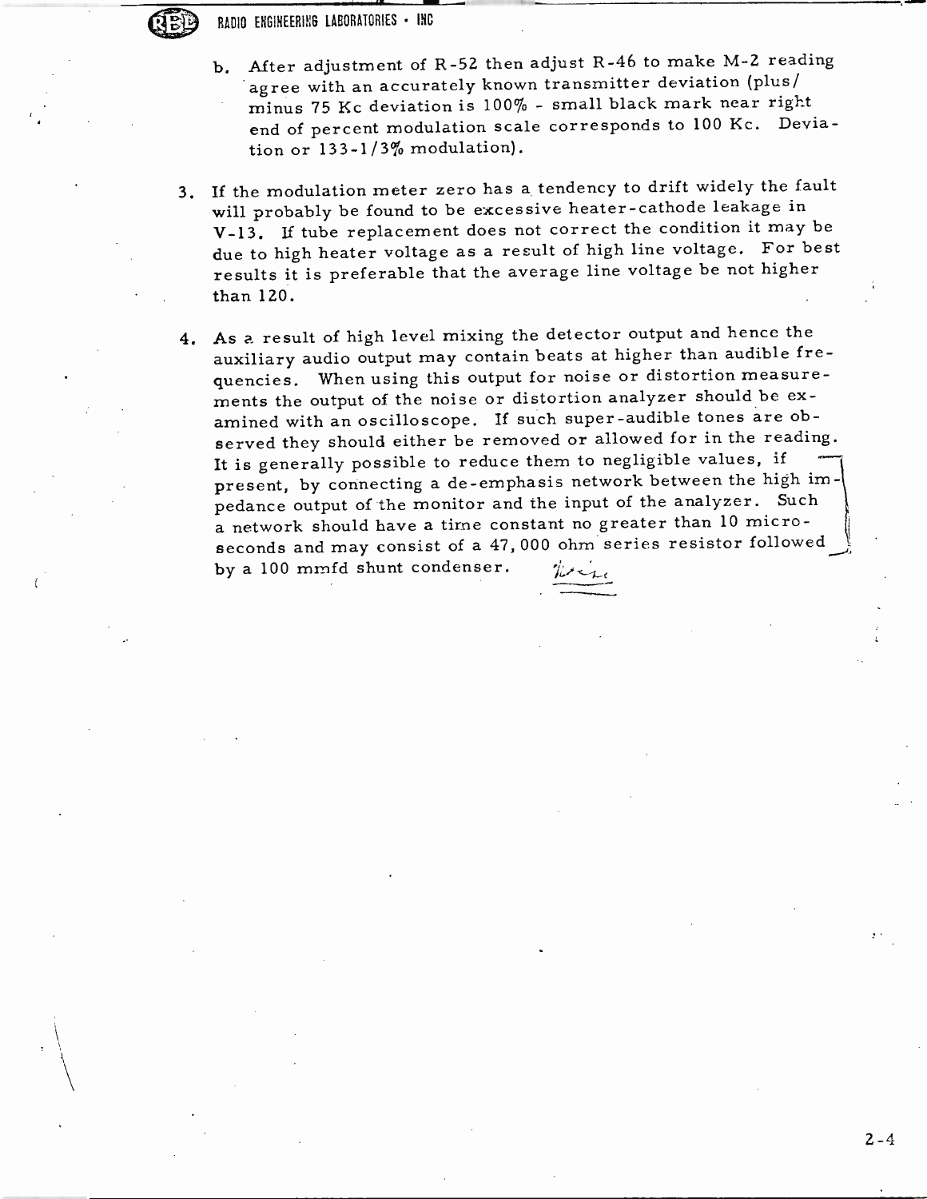b. After adjustment of R-52 then adjust R-46 to make M-2 reading agree with an accurately known transmitter deviation (plus/minus 75 Kc deviation is 100% - small black mark near right end of percent modulation scale corresponds to 100 Kc. Deviation or 133-1/3% modulation).

3. If the modulation meter zero has a tendency to drift widely the fault will probably be found to be excessive heater-cathode leakage in V-13. If tube replacement does not correct the condition it may be due to high heater voltage as a result of high line voltage. For best results it is preferable that the average line voltage be not higher than 120.

4. As a result of high level mixing the detector output and hence the auxiliary audio output may contain beats at higher than audible frequencies. When using this output for noise or distortion measurements the output of the noise or distortion analyzer should be examined with an oscilloscope. If such super-audible tones are observed they should either be removed or allowed for in the reading. It is generally possible to reduce them to negligible values, if present, by connecting a de-emphasis network between the high impedance output of the monitor and the input of the analyzer. Such a network should have a time constant no greater than 10 microseconds and may consist of a 47,000 ohm series resistor followed by a 100 mmfd shunt condenser.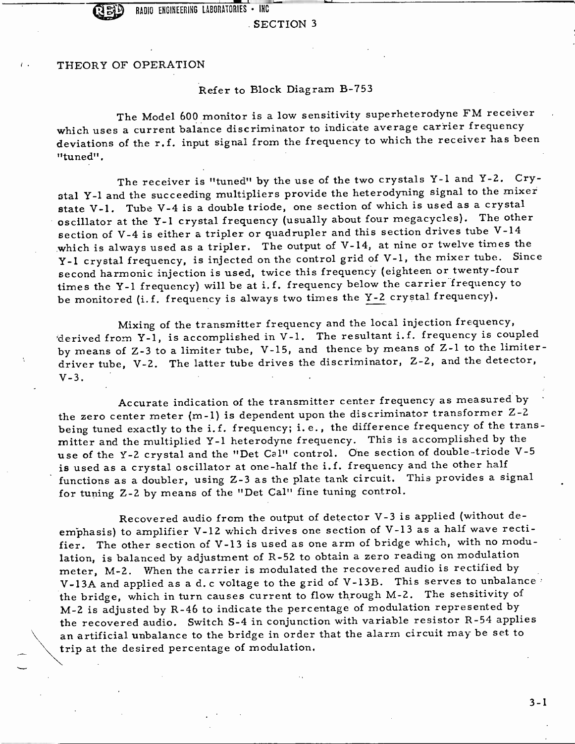## SECTION 3

### THEORY OF OPERATION

Refer to Block Diagram B-753

The Model 600 monitor is a low sensitivity superheterodyne FM receiver which uses a current balance discriminator to indicate average carrier frequency deviations of the r.f. input signal from the frequency to which the receiver has been "tuned".

The receiver is "tuned" by the use of the two crystals Y-1 and Y-2. Crystal Y-1 and the succeeding multipliers provide the heterodyning signal to the mixer state V-1. Tube V-4 is a double triode, one section of which is used as a crystal oscillator at the Y-1 crystal frequency (usually about four megacycles). The other section of V-4 is either a tripler or quadrupler and this section drives tube V-14 which is always used as a tripler. The output of V-14, at nine or twelve times the Y-1 crystal frequency, is injected on the control grid of V-1, the mixer tube. Since second harmonic injection is used, twice this frequency (eighteen or twenty-four times the Y-1 frequency) will be at i.f. frequency below the carrier frequency to be monitored (i.f. frequency is always two times the Y-2 crystal frequency).

Mixing of the transmitter frequency and the local injection frequency, derived from Y-1, is accomplished in V-1. The resultant i.f. frequency is coupled by means of Z-3 to a limiter tube, V-15, and thence by means of Z-1 to the limiter-driver tube, V-2. The latter tube drives the discriminator, Z-2, and the detector, V-3.

Accurate indication of the transmitter center frequency as measured by the zero center meter (m-1) is dependent upon the discriminator transformer Z-2 being tuned exactly to the i.f. frequency; i.e., the difference frequency of the transmitter and the multiplied Y-1 heterodyne frequency. This is accomplished by the use of the Y-2 crystal and the "Det Cal" control. One section of double-triode V-5 is used as a crystal oscillator at one-half the i.f. frequency and the other half functions as a doubler, using Z-3 as the plate tank circuit. This provides a signal for tuning Z-2 by means of the "Det Cal" fine tuning control.

Recovered audio from the output of detector V-3 is applied (without de-emphasis) to amplifier V-12 which drives one section of V-13 as a half wave rectifier. The other section of V-13 is used as one arm of bridge which, with no modulation, is balanced by adjustment of R-52 to obtain a zero reading on modulation meter, M-2. When the carrier is modulated the recovered audio is rectified by V-13A and applied as a d.c voltage to the grid of V-13B. This serves to unbalance the bridge, which in turn causes current to flow through M-2. The sensitivity of M-2 is adjusted by R-46 to indicate the percentage of modulation represented by the recovered audio. Switch S-4 in conjunction with variable resistor R-54 applies an artificial unbalance to the bridge in order that the alarm circuit may be set to trip at the desired percentage of modulation.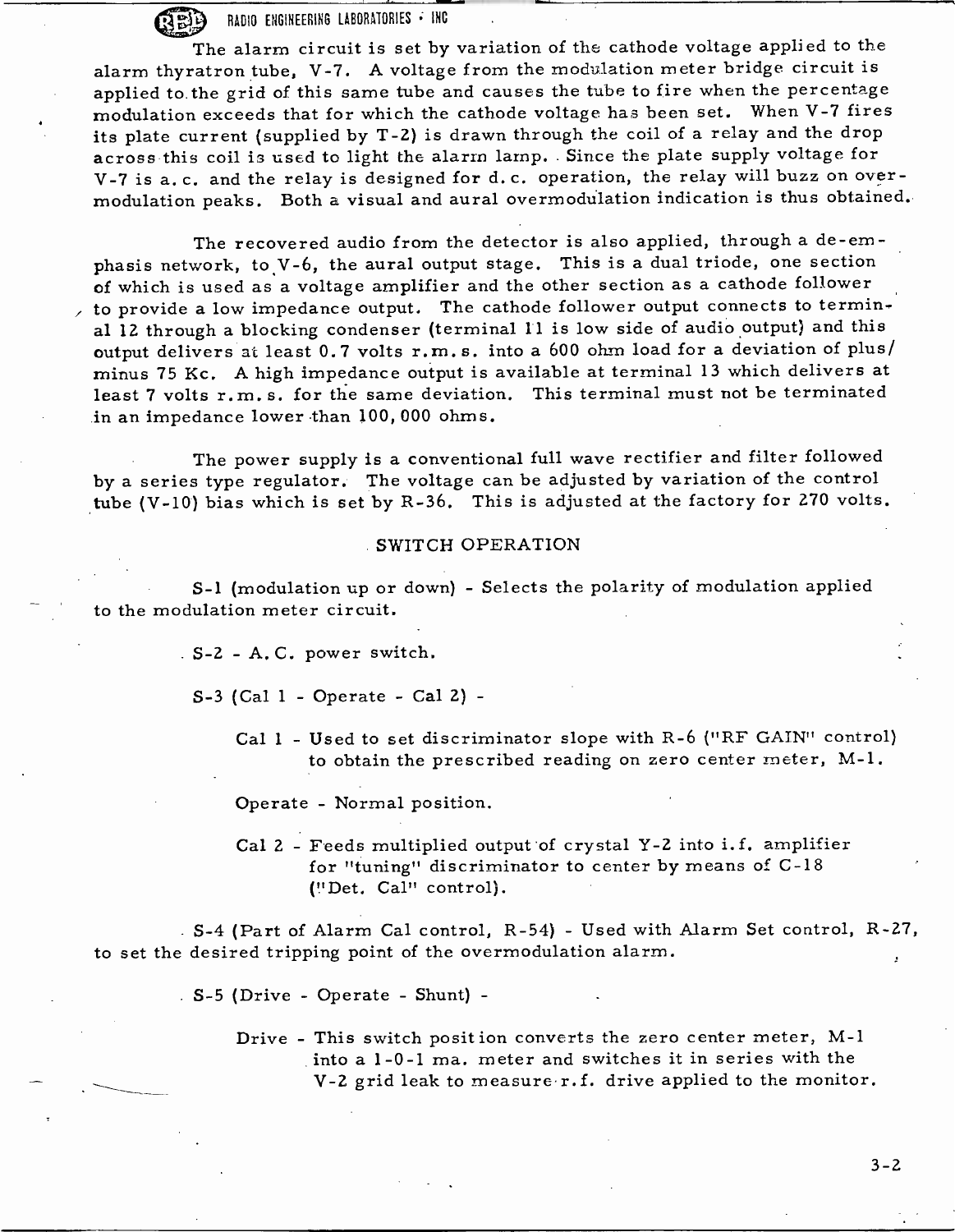The alarm circuit is set by variation of the cathode voltage applied to the alarm thyratron tube, V-7. A voltage from the modulation meter bridge circuit is applied to the grid of this same tube and causes the tube to fire when the percentage modulation exceeds that for which the cathode voltage has been set. When V-7 fires its plate current (supplied by T-2) is drawn through the coil of a relay and the drop across this coil is used to light the alarm lamp. Since the plate supply voltage for V-7 is a.c. and the relay is designed for d.c. operation, the relay will buzz on overmodulation peaks. Both a visual and aural overmodulation indication is thus obtained.

The recovered audio from the detector is also applied, through a de-emphasis network, to V-6, the aural output stage. This is a dual triode, one section of which is used as a voltage amplifier and the other section as a cathode follower to provide a low impedance output. The cathode follower output connects to terminal 12 through a blocking condenser (terminal 11 is low side of audio output) and this output delivers at least 0.7 volts r.m.s. into a 600 ohm load for a deviation of plus/minus 75 Kc. A high impedance output is available at terminal 13 which delivers at least 7 volts r.m.s. for the same deviation. This terminal must not be terminated in an impedance lower than 100,000 ohms.

The power supply is a conventional full wave rectifier and filter followed by a series type regulator. The voltage can be adjusted by variation of the control tube (V-10) bias which is set by R-36. This is adjusted at the factory for 270 volts.

## SWITCH OPERATION

S-1 (modulation up or down) - Selects the polarity of modulation applied to the modulation meter circuit.

S-2 - A.C. power switch.

S-3 (Cal 1 - Operate - Cal 2) -

- Cal 1 - Used to set discriminator slope with R-6 ("RF GAIN" control) to obtain the prescribed reading on zero center meter, M-1.
- Operate - Normal position.
- Cal 2 - Feeds multiplied output of crystal Y-2 into i.f. amplifier for "tuning" discriminator to center by means of C-18 ("Det. Cal" control).

S-4 (Part of Alarm Cal control, R-54) - Used with Alarm Set control, R-27, to set the desired tripping point of the overmodulation alarm.

S-5 (Drive - Operate - Shunt) -

- Drive - This switch position converts the zero center meter, M-1 into a 1-0-1 ma. meter and switches it in series with the V-2 grid leak to measure r.f. drive applied to the monitor.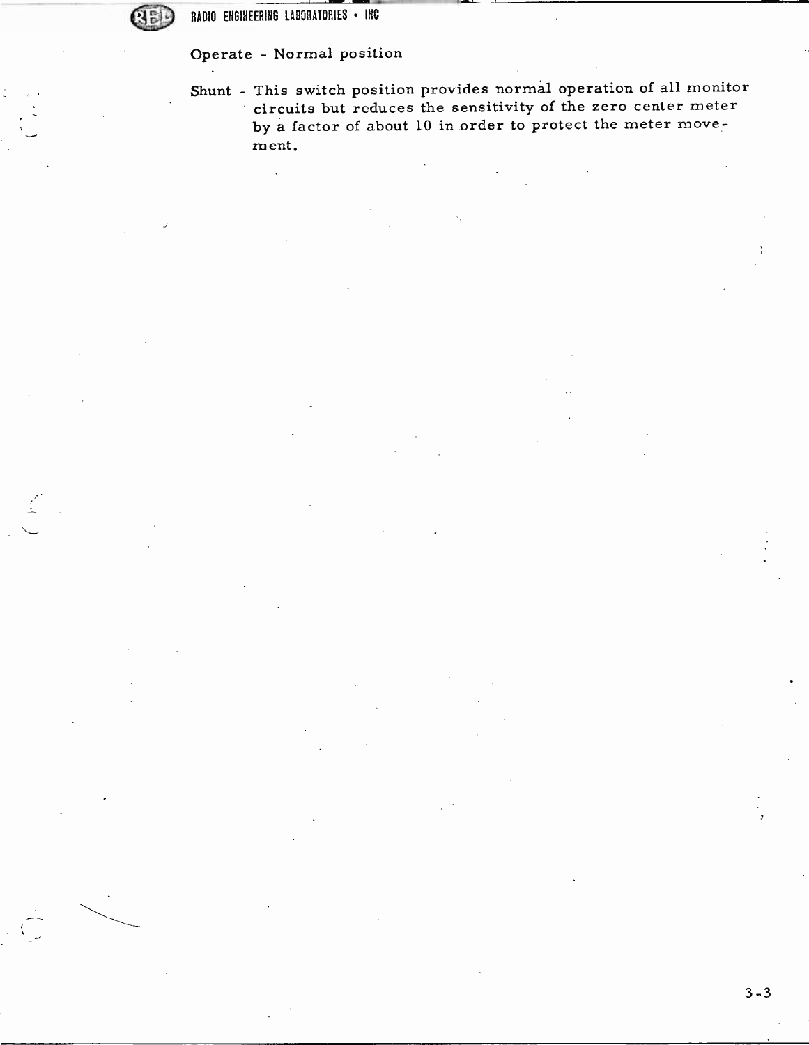Operate - Normal position

Shunt - This switch position provides normal operation of all monitor circuits but reduces the sensitivity of the zero center meter by a factor of about 10 in order to protect the meter movement.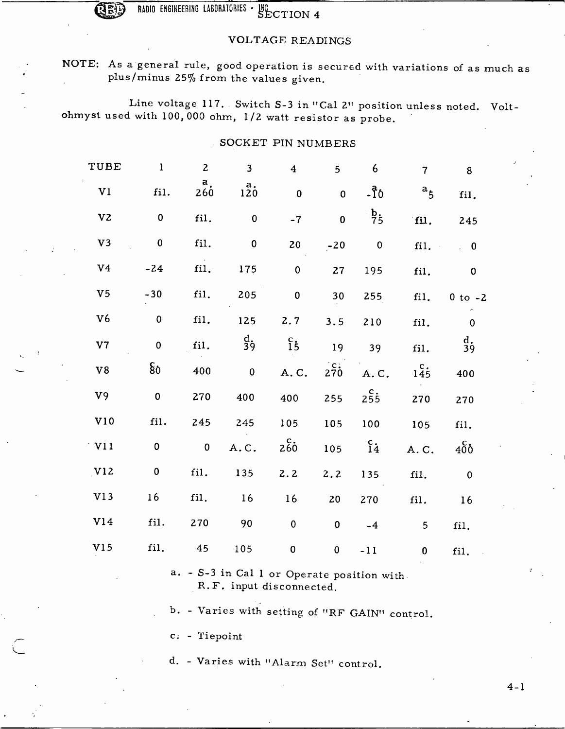# SECTION 4

## VOLTAGE READINGS

NOTE: As a general rule, good operation is secured with variations of as much as plus/minus 25% from the values given.

Line voltage 117. Switch S-3 in "Cal 2" position unless noted. Volt-ohmyst used with 100,000 ohm, 1/2 watt resistor as probe.

### SOCKET PIN NUMBERS

| TUBE | 1 | 2 | 3 | 4 | 5 | 6 | 7 | 8 |
|---|---|---|---|---|---|---|---|---|
| V1 | fil. | a. 260 | a. 120 | 0 | 0 | a. -10 | a. 5 | fil. |
| V2 | 0 | fil. | 0 | -7 | 0 | b. 75 | fil. | 245 |
| V3 | 0 | fil. | 0 | 20 | -20 | 0 | fil. | 0 |
| V4 | -24 | fil. | 175 | 0 | 27 | 195 | fil. | 0 |
| V5 | -30 | fil. | 205 | 0 | 30 | 255 | fil. | 0 to -2 |
| V6 | 0 | fil. | 125 | 2.7 | 3.5 | 210 | fil. | 0 |
| V7 | 0 | fil. | d. 39 | c. 15 | 19 | 39 | fil. | d. 39 |
| V8 | c. 80 | 400 | 0 | A.C. | c. 270 | A.C. | c. 145 | 400 |
| V9 | 0 | 270 | 400 | 400 | 255 | c. 255 | 270 | 270 |
| V10 | fil. | 245 | 245 | 105 | 105 | 100 | 105 | fil. |
| V11 | 0 | 0 | A.C. | c. 260 | 105 | c. 14 | A.C. | c. 400 |
| V12 | 0 | fil. | 135 | 2.2 | 2.2 | 135 | fil. | 0 |
| V13 | 16 | fil. | 16 | 16 | 20 | 270 | fil. | 16 |
| V14 | fil. | 270 | 90 | 0 | 0 | -4 | 5 | fil. |
| V15 | fil. | 45 | 105 | 0 | 0 | -11 | 0 | fil. |

a. - S-3 in Cal 1 or Operate position with R.F. input disconnected.

b. - Varies with setting of "RF GAIN" control.

c. - Tiepoint

d. - Varies with "Alarm Set" control.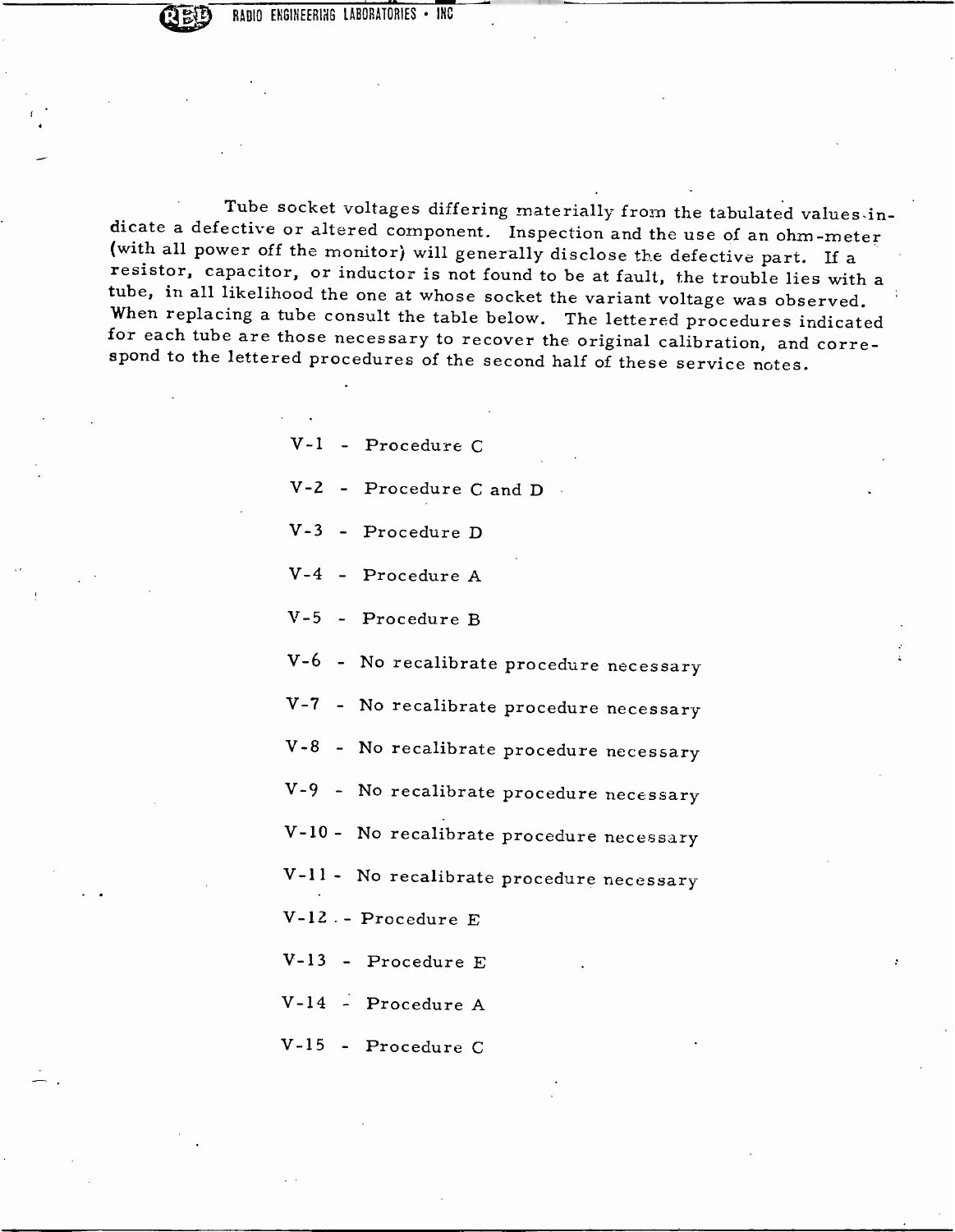Tube socket voltages differing materially from the tabulated values indicate a defective or altered component. Inspection and the use of an ohm-meter (with all power off the monitor) will generally disclose the defective part. If a resistor, capacitor, or inductor is not found to be at fault, the trouble lies with a tube, in all likelihood the one at whose socket the variant voltage was observed. When replacing a tube consult the table below. The lettered procedures indicated for each tube are those necessary to recover the original calibration, and correspond to the lettered procedures of the second half of these service notes.

V-1 - Procedure C

V-2 - Procedure C and D

V-3 - Procedure D

V-4 - Procedure A

V-5 - Procedure B

V-6 - No recalibrate procedure necessary

V-7 - No recalibrate procedure necessary

V-8 - No recalibrate procedure necessary

V-9 - No recalibrate procedure necessary

V-10 - No recalibrate procedure necessary

V-11 - No recalibrate procedure necessary

V-12 - Procedure E

V-13 - Procedure E

V-14 - Procedure A

V-15 - Procedure C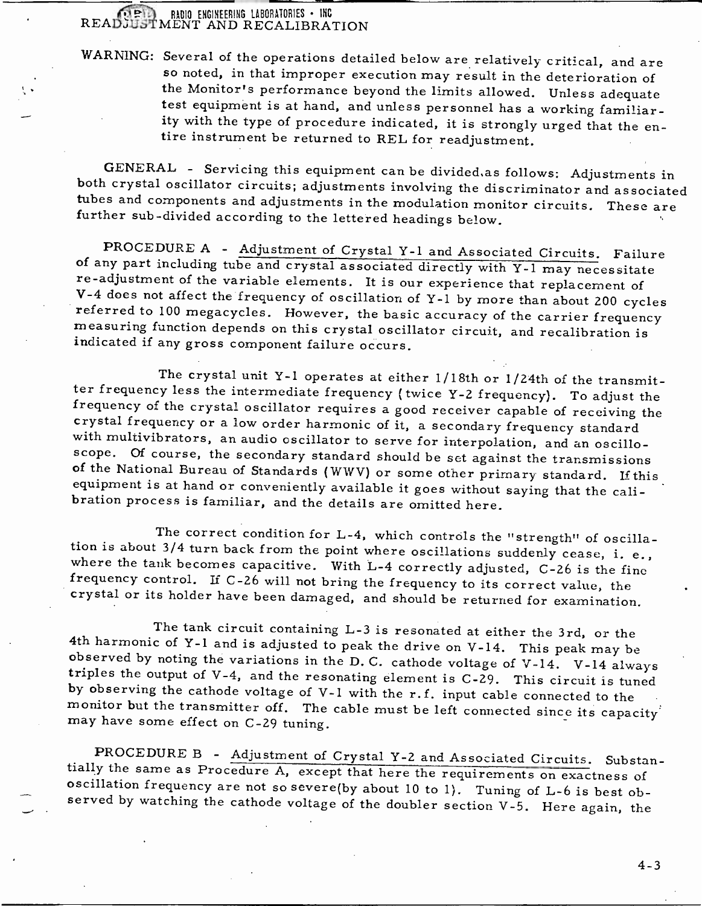## READJUSTMENT AND RECALIBRATION

WARNING: Several of the operations detailed below are relatively critical, and are so noted, in that improper execution may result in the deterioration of the Monitor's performance beyond the limits allowed. Unless adequate test equipment is at hand, and unless personnel has a working familiarity with the type of procedure indicated, it is strongly urged that the entire instrument be returned to REL for readjustment.

GENERAL - Servicing this equipment can be divided as follows: Adjustments in both crystal oscillator circuits; adjustments involving the discriminator and associated tubes and components and adjustments in the modulation monitor circuits. These are further sub-divided according to the lettered headings below.

PROCEDURE A - Adjustment of Crystal Y-1 and Associated Circuits. Failure of any part including tube and crystal associated directly with Y-1 may necessitate re-adjustment of the variable elements. It is our experience that replacement of V-4 does not affect the frequency of oscillation of Y-1 by more than about 200 cycles referred to 100 megacycles. However, the basic accuracy of the carrier frequency measuring function depends on this crystal oscillator circuit, and recalibration is indicated if any gross component failure occurs.

The crystal unit Y-1 operates at either 1/18th or 1/24th of the transmitter frequency less the intermediate frequency (twice Y-2 frequency). To adjust the frequency of the crystal oscillator requires a good receiver capable of receiving the crystal frequency or a low order harmonic of it, a secondary frequency standard with multivibrators, an audio oscillator to serve for interpolation, and an oscilloscope. Of course, the secondary standard should be set against the transmissions of the National Bureau of Standards (WWV) or some other primary standard. If this equipment is at hand or conveniently available it goes without saying that the calibration process is familiar, and the details are omitted here.

The correct condition for L-4, which controls the "strength" of oscillation is about 3/4 turn back from the point where oscillations suddenly cease, i. e., where the tank becomes capacitive. With L-4 correctly adjusted, C-26 is the fine frequency control. If C-26 will not bring the frequency to its correct value, the crystal or its holder have been damaged, and should be returned for examination.

The tank circuit containing L-3 is resonated at either the 3rd, or the 4th harmonic of Y-1 and is adjusted to peak the drive on V-14. This peak may be observed by noting the variations in the D. C. cathode voltage of V-14. V-14 always triples the output of V-4, and the resonating element is C-29. This circuit is tuned by observing the cathode voltage of V-1 with the r.f. input cable connected to the monitor but the transmitter off. The cable must be left connected since its capacity may have some effect on C-29 tuning.

PROCEDURE B - Adjustment of Crystal Y-2 and Associated Circuits. Substantially the same as Procedure A, except that here the requirements on exactness of oscillation frequency are not so severe(by about 10 to 1). Tuning of L-6 is best observed by watching the cathode voltage of the doubler section V-5. Here again, the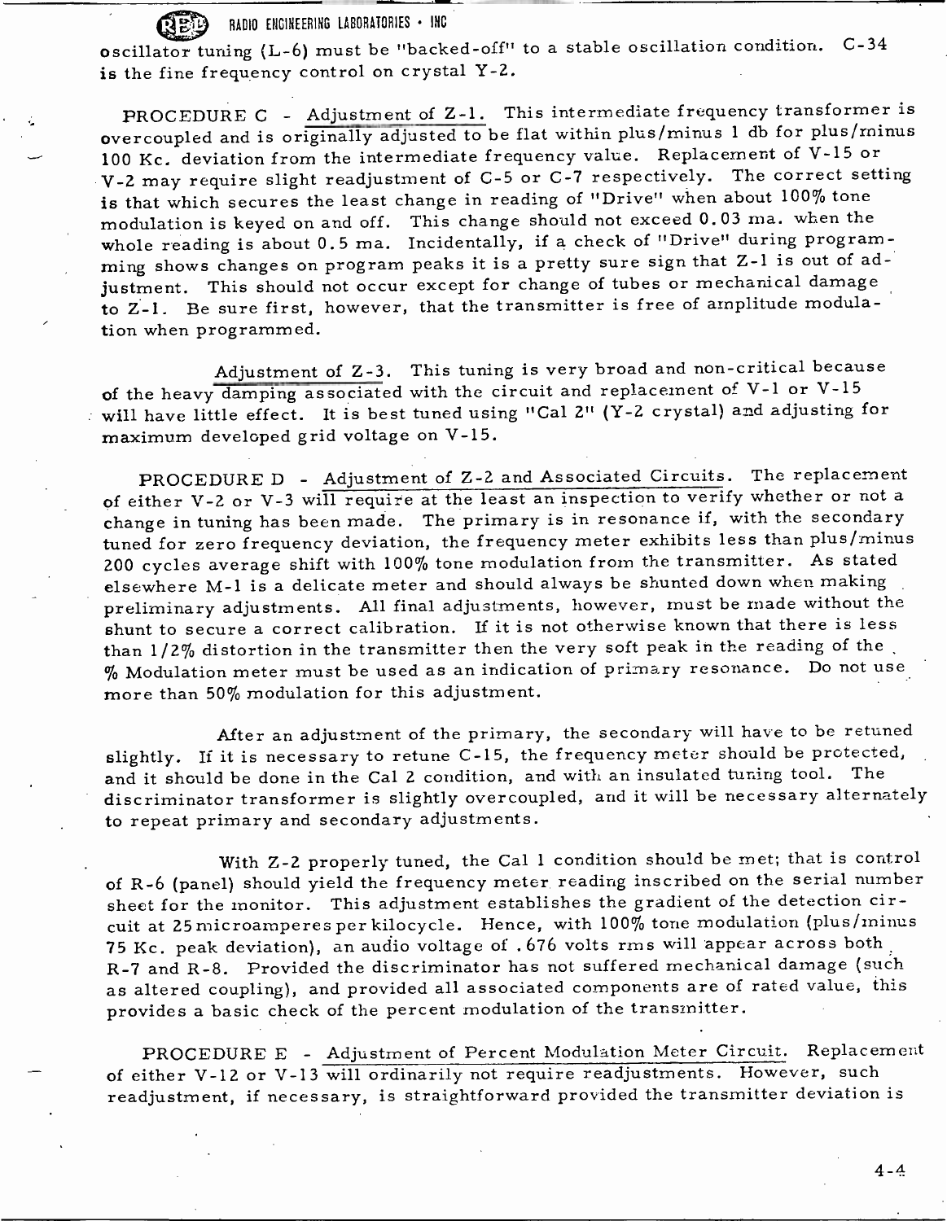oscillator tuning (L-6) must be "backed-off" to a stable oscillation condition. C-34 is the fine frequency control on crystal Y-2.

PROCEDURE C - Adjustment of Z-1. This intermediate frequency transformer is overcoupled and is originally adjusted to be flat within plus/minus 1 db for plus/minus 100 Kc. deviation from the intermediate frequency value. Replacement of V-15 or V-2 may require slight readjustment of C-5 or C-7 respectively. The correct setting is that which secures the least change in reading of "Drive" when about 100% tone modulation is keyed on and off. This change should not exceed 0.03 ma. when the whole reading is about 0.5 ma. Incidentally, if a check of "Drive" during programming shows changes on program peaks it is a pretty sure sign that Z-1 is out of adjustment. This should not occur except for change of tubes or mechanical damage to Z-1. Be sure first, however, that the transmitter is free of amplitude modulation when programmed.

Adjustment of Z-3. This tuning is very broad and non-critical because of the heavy damping associated with the circuit and replacement of V-1 or V-15 will have little effect. It is best tuned using "Cal 2" (Y-2 crystal) and adjusting for maximum developed grid voltage on V-15.

PROCEDURE D - Adjustment of Z-2 and Associated Circuits. The replacement of either V-2 or V-3 will require at the least an inspection to verify whether or not a change in tuning has been made. The primary is in resonance if, with the secondary tuned for zero frequency deviation, the frequency meter exhibits less than plus/minus 200 cycles average shift with 100% tone modulation from the transmitter. As stated elsewhere M-1 is a delicate meter and should always be shunted down when making preliminary adjustments. All final adjustments, however, must be made without the shunt to secure a correct calibration. If it is not otherwise known that there is less than 1/2% distortion in the transmitter then the very soft peak in the reading of the % Modulation meter must be used as an indication of primary resonance. Do not use more than 50% modulation for this adjustment.

After an adjustment of the primary, the secondary will have to be retuned slightly. If it is necessary to retune C-15, the frequency meter should be protected, and it should be done in the Cal 2 condition, and with an insulated tuning tool. The discriminator transformer is slightly overcoupled, and it will be necessary alternately to repeat primary and secondary adjustments.

With Z-2 properly tuned, the Cal 1 condition should be met; that is control of R-6 (panel) should yield the frequency meter reading inscribed on the serial number sheet for the monitor. This adjustment establishes the gradient of the detection circuit at 25 microamperes per kilocycle. Hence, with 100% tone modulation (plus/minus 75 Kc. peak deviation), an audio voltage of .676 volts rms will appear across both R-7 and R-8. Provided the discriminator has not suffered mechanical damage (such as altered coupling), and provided all associated components are of rated value, this provides a basic check of the percent modulation of the transmitter.

PROCEDURE E - Adjustment of Percent Modulation Meter Circuit. Replacement of either V-12 or V-13 will ordinarily not require readjustments. However, such readjustment, if necessary, is straightforward provided the transmitter deviation is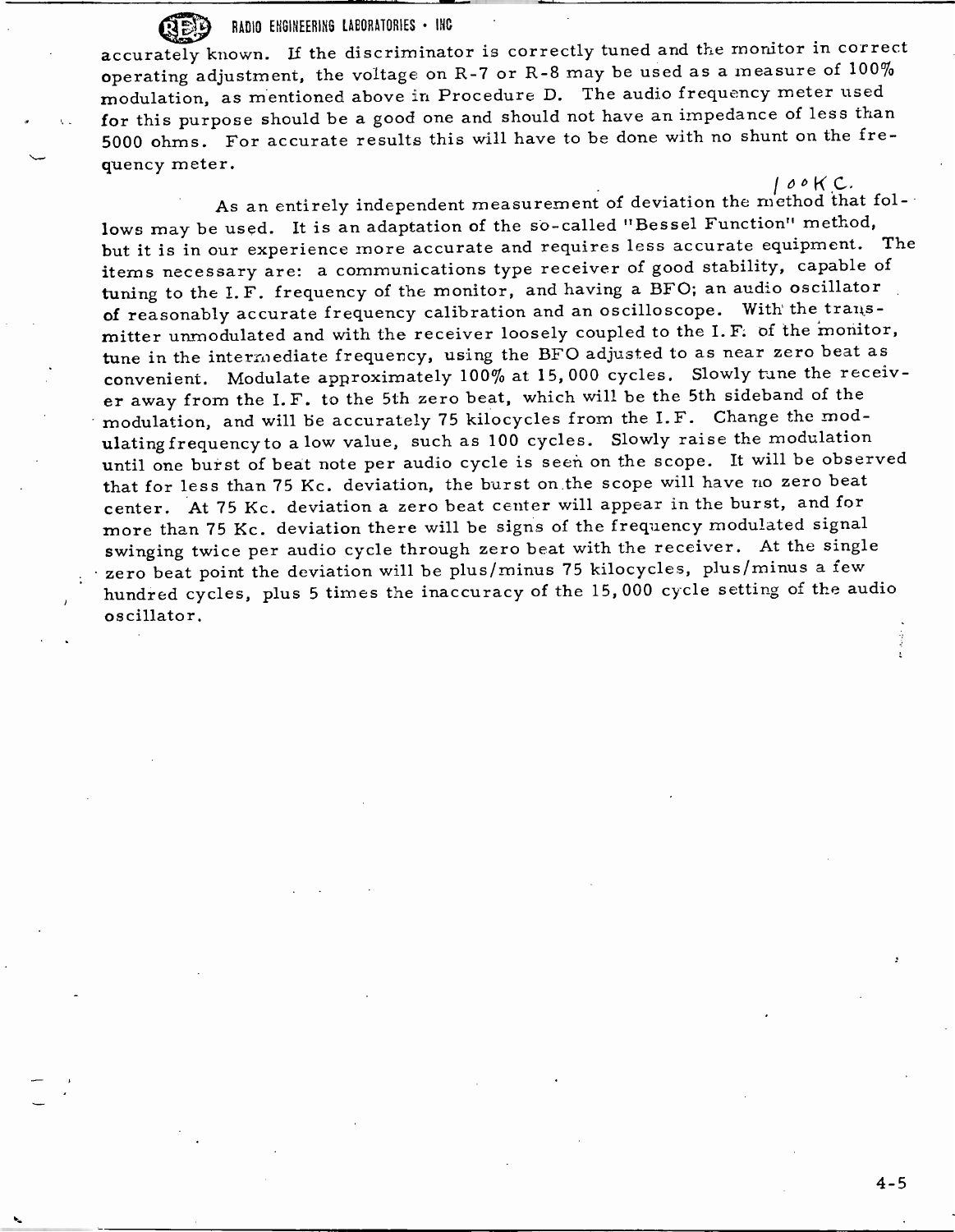accurately known. If the discriminator is correctly tuned and the monitor in correct operating adjustment, the voltage on R-7 or R-8 may be used as a measure of 100% modulation, as mentioned above in Procedure D. The audio frequency meter used for this purpose should be a good one and should not have an impedance of less than 5000 ohms. For accurate results this will have to be done with no shunt on the frequency meter.

100KC.

As an entirely independent measurement of deviation the method that follows may be used. It is an adaptation of the so-called "Bessel Function" method, but it is in our experience more accurate and requires less accurate equipment. The items necessary are: a communications type receiver of good stability, capable of tuning to the I.F. frequency of the monitor, and having a BFO; an audio oscillator of reasonably accurate frequency calibration and an oscilloscope. With the transmitter unmodulated and with the receiver loosely coupled to the I.F. of the monitor, tune in the intermediate frequency, using the BFO adjusted to as near zero beat as convenient. Modulate approximately 100% at 15,000 cycles. Slowly tune the receiver away from the I.F. to the 5th zero beat, which will be the 5th sideband of the modulation, and will be accurately 75 kilocycles from the I.F. Change the modulating frequency to a low value, such as 100 cycles. Slowly raise the modulation until one burst of beat note per audio cycle is seen on the scope. It will be observed that for less than 75 Kc. deviation, the burst on the scope will have no zero beat center. At 75 Kc. deviation a zero beat center will appear in the burst, and for more than 75 Kc. deviation there will be signs of the frequency modulated signal swinging twice per audio cycle through zero beat with the receiver. At the single zero beat point the deviation will be plus/minus 75 kilocycles, plus/minus a few hundred cycles, plus 5 times the inaccuracy of the 15,000 cycle setting of the audio oscillator.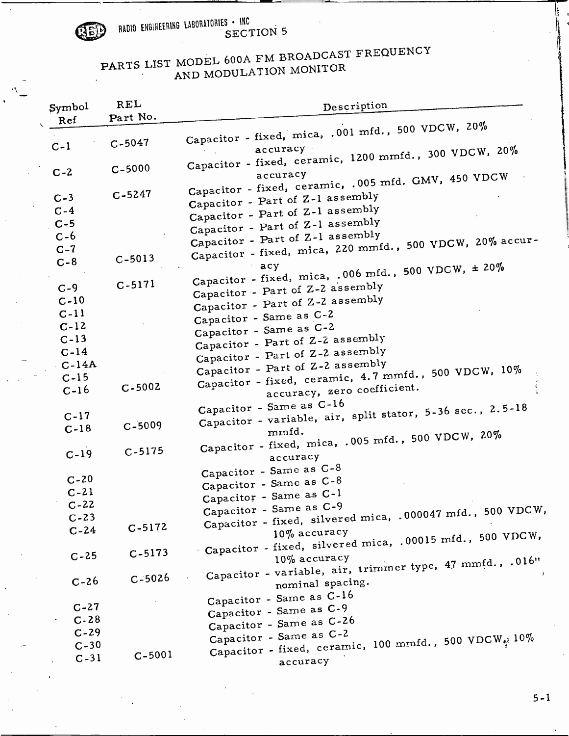RADIO ENGINEERING LABORATORIES • INC

SECTION 5

# PARTS LIST MODEL 600A FM BROADCAST FREQUENCY AND MODULATION MONITOR

| Symbol Ref | REL Part No. | Description |
|---|---|---|
| C-1 | C-5047 | Capacitor - fixed, mica, .001 mfd., 500 VDCW, 20% accuracy |
| C-2 | C-5000 | Capacitor - fixed, ceramic, 1200 mmfd., 300 VDCW, 20% accuracy |
| C-3 | C-5247 | Capacitor - fixed, ceramic, .005 mfd. GMV, 450 VDCW |
| C-4 | | Capacitor - Part of Z-1 assembly |
| C-5 | | Capacitor - Part of Z-1 assembly |
| C-6 | | Capacitor - Part of Z-1 assembly |
| C-7 | | Capacitor - Part of Z-1 assembly |
| C-8 | C-5013 | Capacitor - fixed, mica, 220 mmfd., 500 VDCW, 20% accuracy |
| C-9 | C-5171 | Capacitor - fixed, mica, .006 mfd., 500 VDCW, ± 20% |
| C-10 | | Capacitor - Part of Z-2 assembly |
| C-11 | | Capacitor - Part of Z-2 assembly |
| C-12 | | Capacitor - Same as C-2 |
| C-13 | | Capacitor - Same as C-2 |
| C-14 | | Capacitor - Part of Z-2 assembly |
| C-14A | | Capacitor - Part of Z-2 assembly |
| C-15 | | Capacitor - Part of Z-2 assembly |
| C-16 | C-5002 | Capacitor - fixed, ceramic, 4.7 mmfd., 500 VDCW, 10% accuracy, zero coefficient. |
| C-17 | | Capacitor - Same as C-16 |
| C-18 | C-5009 | Capacitor - variable, air, split stator, 5-36 sec., 2.5-18 mmfd. |
| C-19 | C-5175 | Capacitor - fixed, mica, .005 mfd., 500 VDCW, 20% accuracy |
| C-20 | | Capacitor - Same as C-8 |
| C-21 | | Capacitor - Same as C-8 |
| C-22 | | Capacitor - Same as C-1 |
| C-23 | | Capacitor - Same as C-9 |
| C-24 | C-5172 | Capacitor - fixed, silvered mica, .000047 mfd., 500 VDCW, 10% accuracy |
| C-25 | C-5173 | Capacitor - fixed, silvered mica, .00015 mfd., 500 VDCW, 10% accuracy |
| C-26 | C-5026 | Capacitor - variable, air, trimmer type, 47 mmfd., .016" nominal spacing. |
| C-27 | | Capacitor - Same as C-16 |
| C-28 | | Capacitor - Same as C-9 |
| C-29 | | Capacitor - Same as C-26 |
| C-30 | | Capacitor - Same as C-2 |
| C-31 | C-5001 | Capacitor - fixed, ceramic, 100 mmfd., 500 VDCW, 10% accuracy |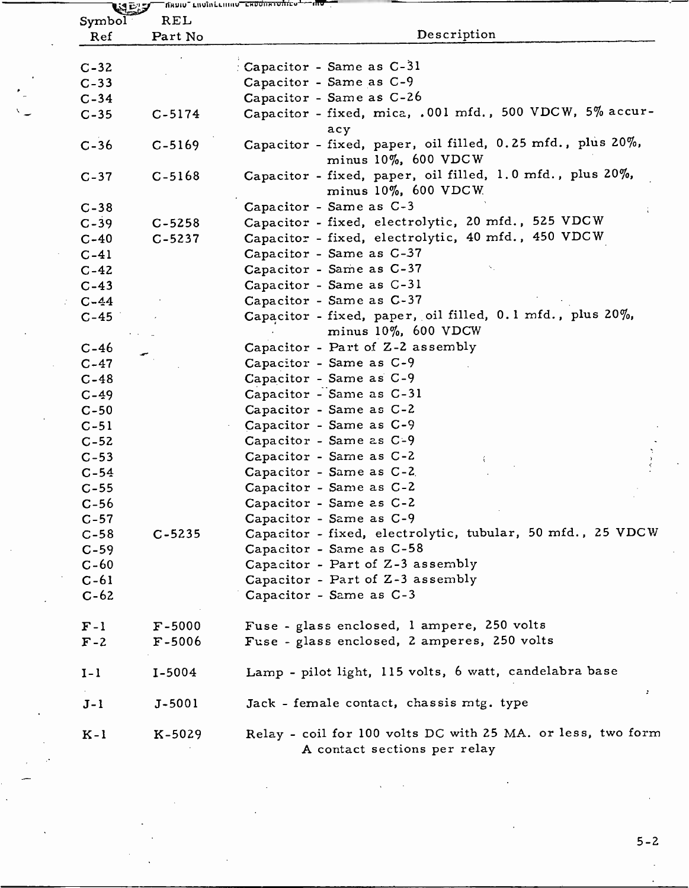| Symbol Ref | REL Part No | Description |
|---|---|---|
| C-32 | | Capacitor - Same as C-31 |
| C-33 | | Capacitor - Same as C-9 |
| C-34 | | Capacitor - Same as C-26 |
| C-35 | C-5174 | Capacitor - fixed, mica, .001 mfd., 500 VDCW, 5% accuracy |
| C-36 | C-5169 | Capacitor - fixed, paper, oil filled, 0.25 mfd., plus 20%, minus 10%, 600 VDCW |
| C-37 | C-5168 | Capacitor - fixed, paper, oil filled, 1.0 mfd., plus 20%, minus 10%, 600 VDCW |
| C-38 | | Capacitor - Same as C-3 |
| C-39 | C-5258 | Capacitor - fixed, electrolytic, 20 mfd., 525 VDCW |
| C-40 | C-5237 | Capacitor - fixed, electrolytic, 40 mfd., 450 VDCW |
| C-41 | | Capacitor - Same as C-37 |
| C-42 | | Capacitor - Same as C-37 |
| C-43 | | Capacitor - Same as C-31 |
| C-44 | | Capacitor - Same as C-37 |
| C-45 | | Capacitor - fixed, paper, oil filled, 0.1 mfd., plus 20%, minus 10%, 600 VDCW |
| C-46 | | Capacitor - Part of Z-2 assembly |
| C-47 | | Capacitor - Same as C-9 |
| C-48 | | Capacitor - Same as C-9 |
| C-49 | | Capacitor - Same as C-31 |
| C-50 | | Capacitor - Same as C-2 |
| C-51 | | Capacitor - Same as C-9 |
| C-52 | | Capacitor - Same as C-9 |
| C-53 | | Capacitor - Same as C-2 |
| C-54 | | Capacitor - Same as C-2 |
| C-55 | | Capacitor - Same as C-2 |
| C-56 | | Capacitor - Same as C-2 |
| C-57 | | Capacitor - Same as C-9 |
| C-58 | C-5235 | Capacitor - fixed, electrolytic, tubular, 50 mfd., 25 VDCW |
| C-59 | | Capacitor - Same as C-58 |
| C-60 | | Capacitor - Part of Z-3 assembly |
| C-61 | | Capacitor - Part of Z-3 assembly |
| C-62 | | Capacitor - Same as C-3 |
| F-1 | F-5000 | Fuse - glass enclosed, 1 ampere, 250 volts |
| F-2 | F-5006 | Fuse - glass enclosed, 2 amperes, 250 volts |
| I-1 | I-5004 | Lamp - pilot light, 115 volts, 6 watt, candelabra base |
| J-1 | J-5001 | Jack - female contact, chassis mtg. type |
| K-1 | K-5029 | Relay - coil for 100 volts DC with 25 MA. or less, two form A contact sections per relay |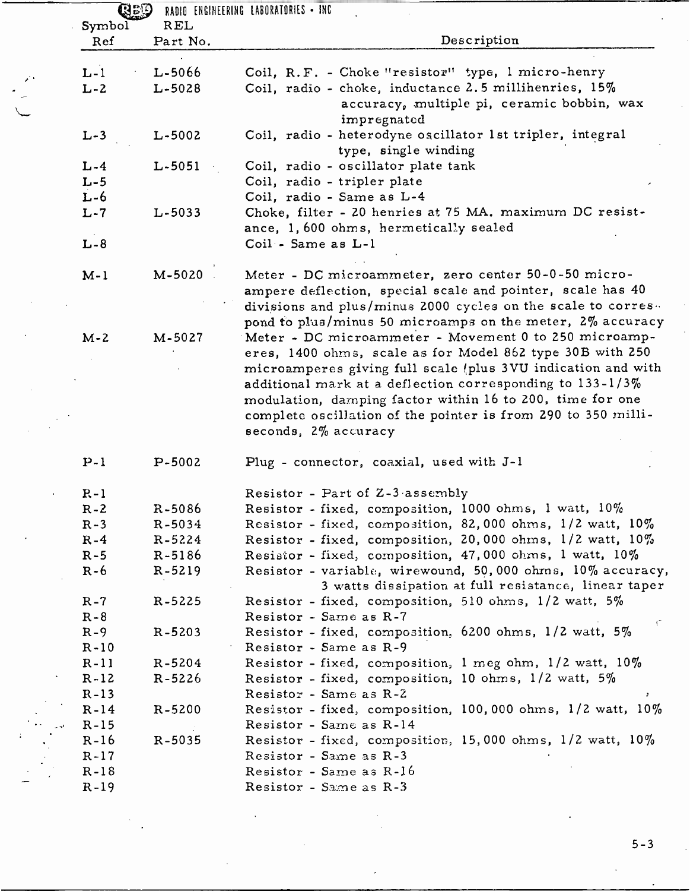RADIO ENGINEERING LABORATORIES • INC

| Symbol Ref | REL Part No. | Description |
|---|---|---|
| L-1 | L-5066 | Coil, R.F. - Choke "resistor" type, 1 micro-henry |
| L-2 | L-5028 | Coil, radio - choke, inductance 2.5 millihenries, 15% accuracy, multiple pi, ceramic bobbin, wax impregnated |
| L-3 | L-5002 | Coil, radio - heterodyne oscillator 1st tripler, integral type, single winding |
| L-4 | L-5051 | Coil, radio - oscillator plate tank |
| L-5 | | Coil, radio - tripler plate |
| L-6 | | Coil, radio - Same as L-4 |
| L-7 | L-5033 | Choke, filter - 20 henries at 75 MA. maximum DC resistance, 1,600 ohms, hermetically sealed |
| L-8 | | Coil - Same as L-1 |
| M-1 | M-5020 | Meter - DC microammeter, zero center 50-0-50 microampere deflection, special scale and pointer, scale has 40 divisions and plus/minus 2000 cycles on the scale to correspond to plus/minus 50 microamps on the meter, 2% accuracy |
| M-2 | M-5027 | Meter - DC microammeter - Movement 0 to 250 microamperes, 1400 ohms, scale as for Model 862 type 30B with 250 microamperes giving full scale (plus 3VU indication and with additional mark at a deflection corresponding to 133-1/3% modulation, damping factor within 16 to 200, time for one complete oscillation of the pointer is from 290 to 350 milliseconds, 2% accuracy |
| P-1 | P-5002 | Plug - connector, coaxial, used with J-1 |
| R-1 | | Resistor - Part of Z-3 assembly |
| R-2 | R-5086 | Resistor - fixed, composition, 1000 ohms, 1 watt, 10% |
| R-3 | R-5034 | Resistor - fixed, composition, 82,000 ohms, 1/2 watt, 10% |
| R-4 | R-5224 | Resistor - fixed, composition, 20,000 ohms, 1/2 watt, 10% |
| R-5 | R-5186 | Resistor - fixed, composition, 47,000 ohms, 1 watt, 10% |
| R-6 | R-5219 | Resistor - variable, wirewound, 50,000 ohms, 10% accuracy, 3 watts dissipation at full resistance, linear taper |
| R-7 | R-5225 | Resistor - fixed, composition, 510 ohms, 1/2 watt, 5% |
| R-8 | | Resistor - Same as R-7 |
| R-9 | R-5203 | Resistor - fixed, composition, 6200 ohms, 1/2 watt, 5% |
| R-10 | | Resistor - Same as R-9 |
| R-11 | R-5204 | Resistor - fixed, composition, 1 meg ohm, 1/2 watt, 10% |
| R-12 | R-5226 | Resistor - fixed, composition, 10 ohms, 1/2 watt, 5% |
| R-13 | | Resistor - Same as R-2 |
| R-14 | R-5200 | Resistor - fixed, composition, 100,000 ohms, 1/2 watt, 10% |
| R-15 | | Resistor - Same as R-14 |
| R-16 | R-5035 | Resistor - fixed, composition, 15,000 ohms, 1/2 watt, 10% |
| R-17 | | Resistor - Same as R-3 |
| R-18 | | Resistor - Same as R-16 |
| R-19 | | Resistor - Same as R-3 |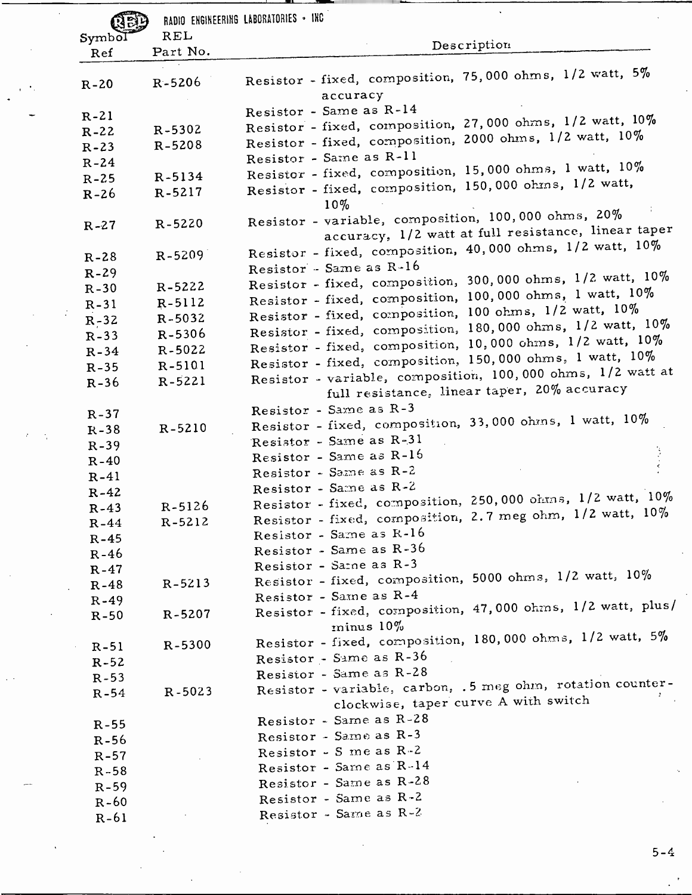RADIO ENGINEERING LABORATORIES · INC

| Symbol Ref | REL Part No. | Description |
|---|---|---|
| R-20 | R-5206 | Resistor - fixed, composition, 75,000 ohms, 1/2 watt, 5% accuracy |
| R-21 | | Resistor - Same as R-14 |
| R-22 | R-5302 | Resistor - fixed, composition, 27,000 ohms, 1/2 watt, 10% |
| R-23 | R-5208 | Resistor - fixed, composition, 2000 ohms, 1/2 watt, 10% |
| R-24 | | Resistor - Same as R-11 |
| R-25 | R-5134 | Resistor - fixed, composition, 15,000 ohms, 1 watt, 10% |
| R-26 | R-5217 | Resistor - fixed, composition, 150,000 ohms, 1/2 watt, 10% |
| R-27 | R-5220 | Resistor - variable, composition, 100,000 ohms, 20% accuracy, 1/2 watt at full resistance, linear taper |
| R-28 | R-5209 | Resistor - fixed, composition, 40,000 ohms, 1/2 watt, 10% |
| R-29 | | Resistor - Same as R-16 |
| R-30 | R-5222 | Resistor - fixed, composition, 300,000 ohms, 1/2 watt, 10% |
| R-31 | R-5112 | Resistor - fixed, composition, 100,000 ohms, 1 watt, 10% |
| R-32 | R-5032 | Resistor - fixed, composition, 100 ohms, 1/2 watt, 10% |
| R-33 | R-5306 | Resistor - fixed, composition, 180,000 ohms, 1/2 watt, 10% |
| R-34 | R-5022 | Resistor - fixed, composition, 10,000 ohms, 1/2 watt, 10% |
| R-35 | R-5101 | Resistor - fixed, composition, 150,000 ohms, 1 watt, 10% |
| R-36 | R-5221 | Resistor - variable, composition, 100,000 ohms, 1/2 watt at full resistance, linear taper, 20% accuracy |
| R-37 | | Resistor - Same as R-3 |
| R-38 | R-5210 | Resistor - fixed, composition, 33,000 ohms, 1 watt, 10% |
| R-39 | | Resistor - Same as R-31 |
| R-40 | | Resistor - Same as R-16 |
| R-41 | | Resistor - Same as R-2 |
| R-42 | | Resistor - Same as R-2 |
| R-43 | R-5126 | Resistor - fixed, composition, 250,000 ohms, 1/2 watt, 10% |
| R-44 | R-5212 | Resistor - fixed, composition, 2.7 meg ohm, 1/2 watt, 10% |
| R-45 | | Resistor - Same as R-16 |
| R-46 | | Resistor - Same as R-36 |
| R-47 | | Resistor - Same as R-3 |
| R-48 | R-5213 | Resistor - fixed, composition, 5000 ohms, 1/2 watt, 10% |
| R-49 | | Resistor - Same as R-4 |
| R-50 | R-5207 | Resistor - fixed, composition, 47,000 ohms, 1/2 watt, plus/minus 10% |
| R-51 | R-5300 | Resistor - fixed, composition, 180,000 ohms, 1/2 watt, 5% |
| R-52 | | Resistor - Same as R-36 |
| R-53 | | Resistor - Same as R-28 |
| R-54 | R-5023 | Resistor - variable, carbon, .5 meg ohm, rotation counter-clockwise, taper curve A with switch |
| R-55 | | Resistor - Same as R-28 |
| R-56 | | Resistor - Same as R-3 |
| R-57 | | Resistor - S me as R-2 |
| R-58 | | Resistor - Same as R-14 |
| R-59 | | Resistor - Same as R-28 |
| R-60 | | Resistor - Same as R-2 |
| R-61 | | Resistor - Same as R-2 |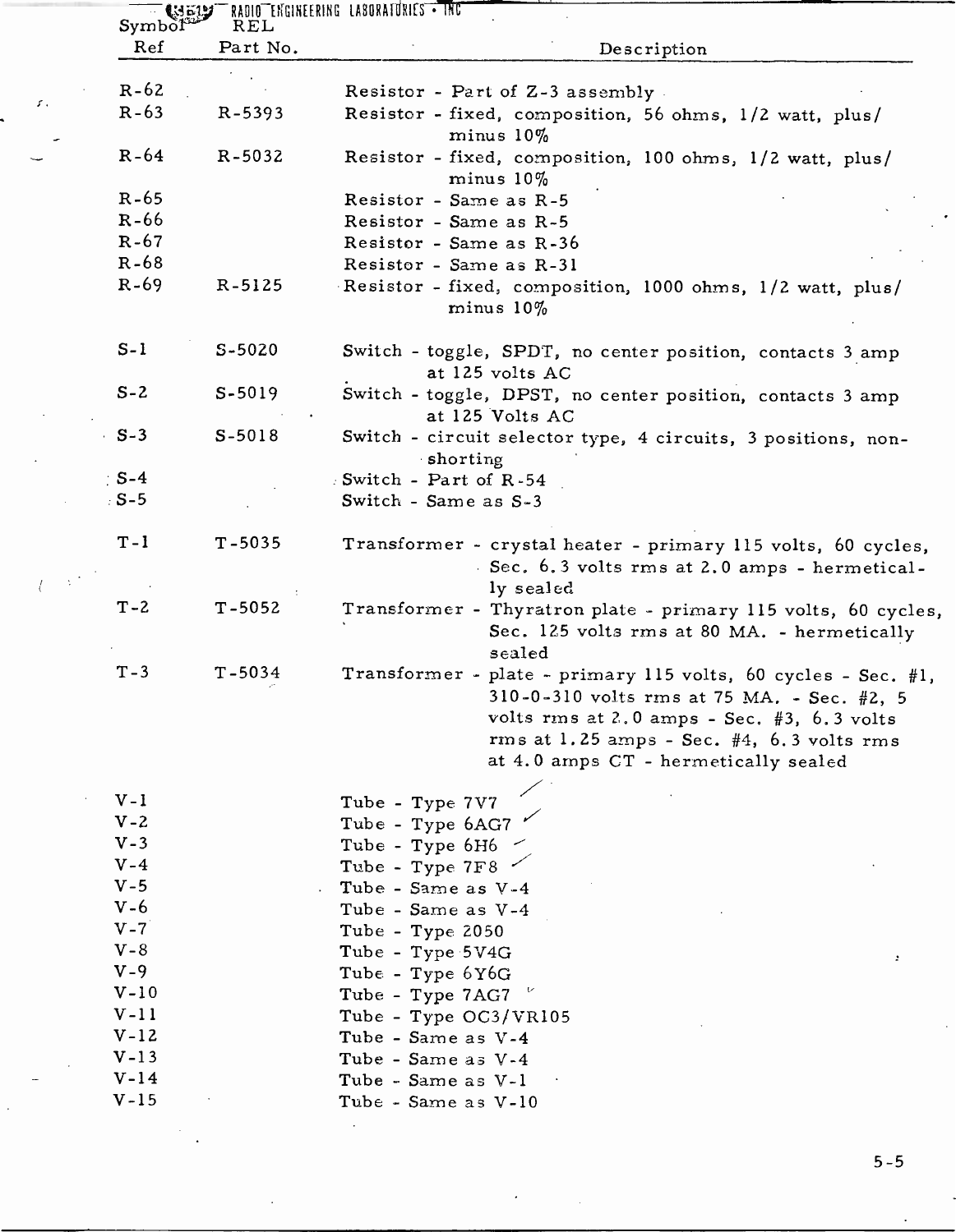| Symbol Ref | REL Part No. | Description |
|---|---|---|
| R-62 | | Resistor - Part of Z-3 assembly |
| R-63 | R-5393 | Resistor - fixed, composition, 56 ohms, 1/2 watt, plus/minus 10% |
| R-64 | R-5032 | Resistor - fixed, composition, 100 ohms, 1/2 watt, plus/minus 10% |
| R-65 | | Resistor - Same as R-5 |
| R-66 | | Resistor - Same as R-5 |
| R-67 | | Resistor - Same as R-36 |
| R-68 | | Resistor - Same as R-31 |
| R-69 | R-5125 | Resistor - fixed, composition, 1000 ohms, 1/2 watt, plus/minus 10% |
| S-1 | S-5020 | Switch - toggle, SPDT, no center position, contacts 3 amp at 125 volts AC |
| S-2 | S-5019 | Switch - toggle, DPST, no center position, contacts 3 amp at 125 Volts AC |
| S-3 | S-5018 | Switch - circuit selector type, 4 circuits, 3 positions, non-shorting |
| S-4 | | Switch - Part of R-54 |
| S-5 | | Switch - Same as S-3 |
| T-1 | T-5035 | Transformer - crystal heater - primary 115 volts, 60 cycles, Sec. 6.3 volts rms at 2.0 amps - hermetically sealed |
| T-2 | T-5052 | Transformer - Thyratron plate - primary 115 volts, 60 cycles, Sec. 125 volts rms at 80 MA. - hermetically sealed |
| T-3 | T-5034 | Transformer - plate - primary 115 volts, 60 cycles - Sec. #1, 310-0-310 volts rms at 75 MA. - Sec. #2, 5 volts rms at 2.0 amps - Sec. #3, 6.3 volts rms at 1.25 amps - Sec. #4, 6.3 volts rms at 4.0 amps CT - hermetically sealed |
| V-1 | | Tube - Type 7V7 |
| V-2 | | Tube - Type 6AG7 |
| V-3 | | Tube - Type 6H6 |
| V-4 | | Tube - Type 7F8 |
| V-5 | | Tube - Same as V-4 |
| V-6 | | Tube - Same as V-4 |
| V-7 | | Tube - Type 2050 |
| V-8 | | Tube - Type 5V4G |
| V-9 | | Tube - Type 6Y6G |
| V-10 | | Tube - Type 7AG7 |
| V-11 | | Tube - Type OC3/VR105 |
| V-12 | | Tube - Same as V-4 |
| V-13 | | Tube - Same as V-4 |
| V-14 | | Tube - Same as V-1 |
| V-15 | | Tube - Same as V-10 |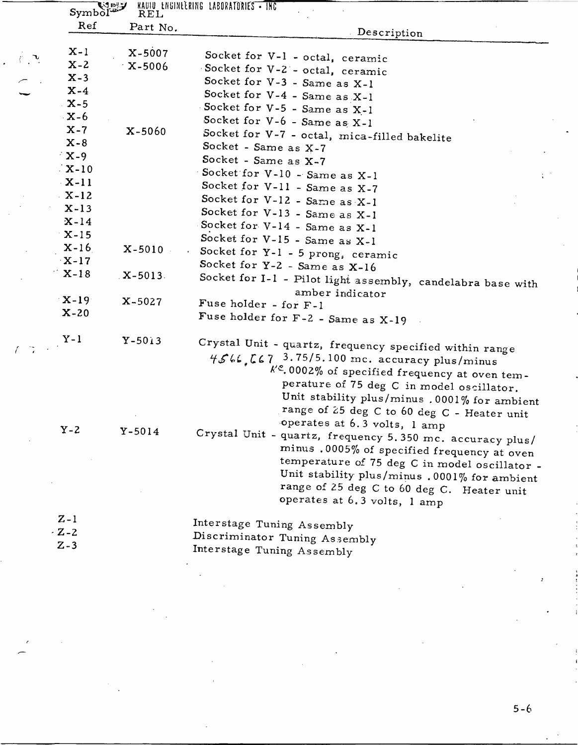RADIO ENGINEERING LABORATORIES • INC

| Symbol Ref | REL Part No. | Description |
|---|---|---|
| X-1 | X-5007 | Socket for V-1 - octal, ceramic |
| X-2 | X-5006 | Socket for V-2 - octal, ceramic |
| X-3 | | Socket for V-3 - Same as X-1 |
| X-4 | | Socket for V-4 - Same as X-1 |
| X-5 | | Socket for V-5 - Same as X-1 |
| X-6 | | Socket for V-6 - Same as X-1 |
| X-7 | X-5060 | Socket for V-7 - octal, mica-filled bakelite |
| X-8 | | Socket - Same as X-7 |
| X-9 | | Socket - Same as X-7 |
| X-10 | | Socket for V-10 - Same as X-1 |
| X-11 | | Socket for V-11 - Same as X-7 |
| X-12 | | Socket for V-12 - Same as X-1 |
| X-13 | | Socket for V-13 - Same as X-1 |
| X-14 | | Socket for V-14 - Same as X-1 |
| X-15 | | Socket for V-15 - Same as X-1 |
| X-16 | X-5010 | Socket for Y-1 - 5 prong, ceramic |
| X-17 | | Socket for Y-2 - Same as X-16 |
| X-18 | X-5013 | Socket for I-1 - Pilot light assembly, candelabra base with amber indicator |
| X-19 | X-5027 | Fuse holder - for F-1 |
| X-20 | | Fuse holder for F-2 - Same as X-19 |
| Y-1 | Y-5013 | Crystal Unit - quartz, frequency specified within range 4566.667 KC 3.75/5.100 mc. accuracy plus/minus .0002% of specified frequency at oven temperature of 75 deg C in model oscillator. Unit stability plus/minus .0001% for ambient range of 25 deg C to 60 deg C - Heater unit operates at 6.3 volts, 1 amp |
| Y-2 | Y-5014 | Crystal Unit - quartz, frequency 5.350 mc. accuracy plus/minus .0005% of specified frequency at oven temperature of 75 deg C in model oscillator - Unit stability plus/minus .0001% for ambient range of 25 deg C to 60 deg C. Heater unit operates at 6.3 volts, 1 amp |
| Z-1 | | Interstage Tuning Assembly |
| Z-2 | | Discriminator Tuning Assembly |
| Z-3 | | Interstage Tuning Assembly |